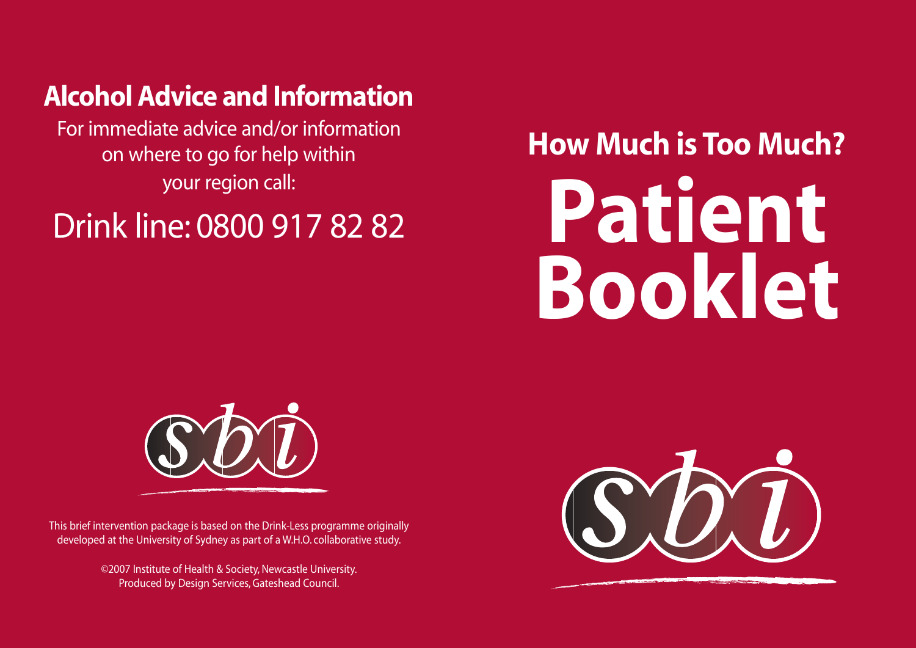## Alcohol Advice and Information

For immediate advice and/or information on where to go for help within your region call:

Drink line: 0800 917 82 82

sbi

This brief intervention package is based on the Drink-Less programme originally developed at the University of Sydney as part of a W.H.O. collaborative study.

©2007 Institute of Health & Society, Newcastle University.
Produced by Design Services, Gateshead Council.

## How Much is Too Much?

# Patient Booklet

sbi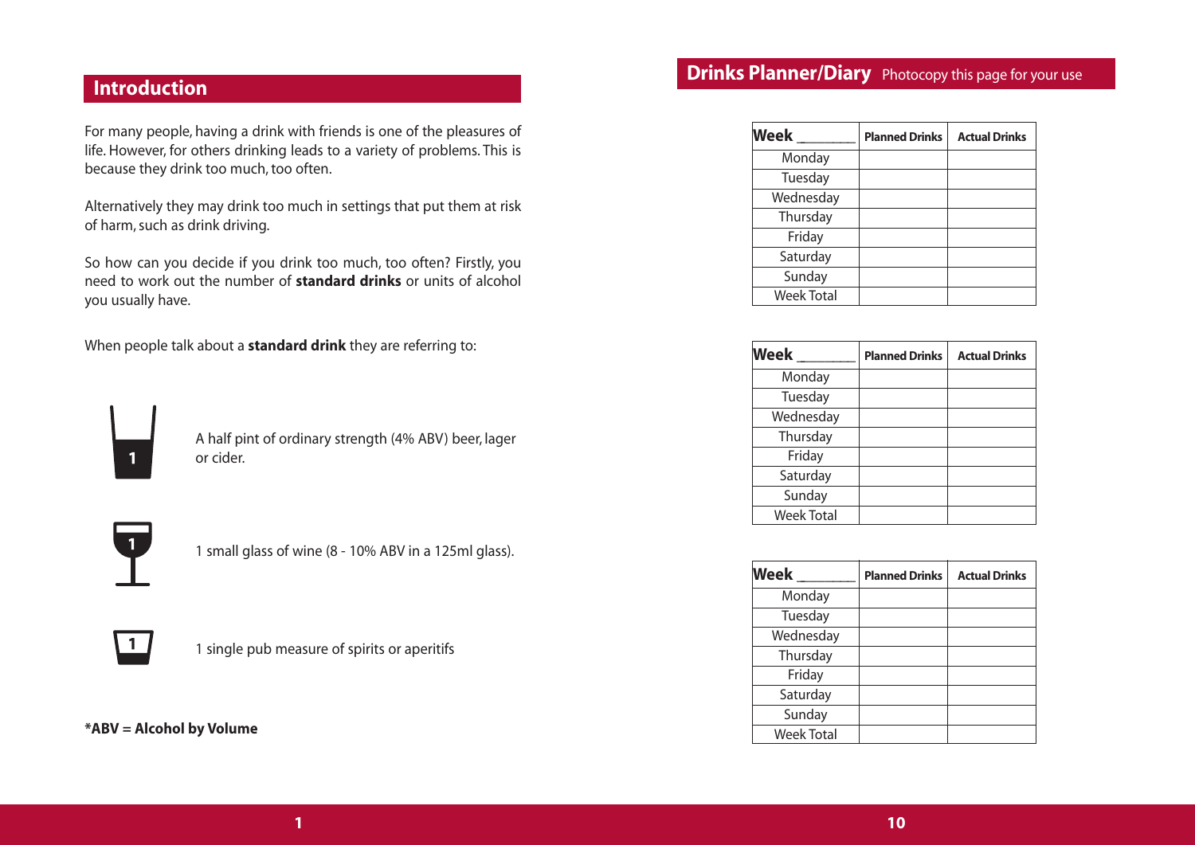## Introduction

For many people, having a drink with friends is one of the pleasures of life. However, for others drinking leads to a variety of problems. This is because they drink too much, too often.

Alternatively they may drink too much in settings that put them at risk of harm, such as drink driving.

So how can you decide if you drink too much, too often? Firstly, you need to work out the number of **standard drinks** or units of alcohol you usually have.

When people talk about a **standard drink** they are referring to:

1 — A half pint of ordinary strength (4% ABV) beer, lager or cider.

1 — 1 small glass of wine (8 - 10% ABV in a 125ml glass).

1 — 1 single pub measure of spirits or aperitifs

**\*ABV = Alcohol by Volume**

## Drinks Planner/Diary

Photocopy this page for your use

| Week _______ | Planned Drinks | Actual Drinks |
|---|---|---|
| Monday | | |
| Tuesday | | |
| Wednesday | | |
| Thursday | | |
| Friday | | |
| Saturday | | |
| Sunday | | |
| Week Total | | |

| Week _______ | Planned Drinks | Actual Drinks |
|---|---|---|
| Monday | | |
| Tuesday | | |
| Wednesday | | |
| Thursday | | |
| Friday | | |
| Saturday | | |
| Sunday | | |
| Week Total | | |

| Week _______ | Planned Drinks | Actual Drinks |
|---|---|---|
| Monday | | |
| Tuesday | | |
| Wednesday | | |
| Thursday | | |
| Friday | | |
| Saturday | | |
| Sunday | | |
| Week Total | | |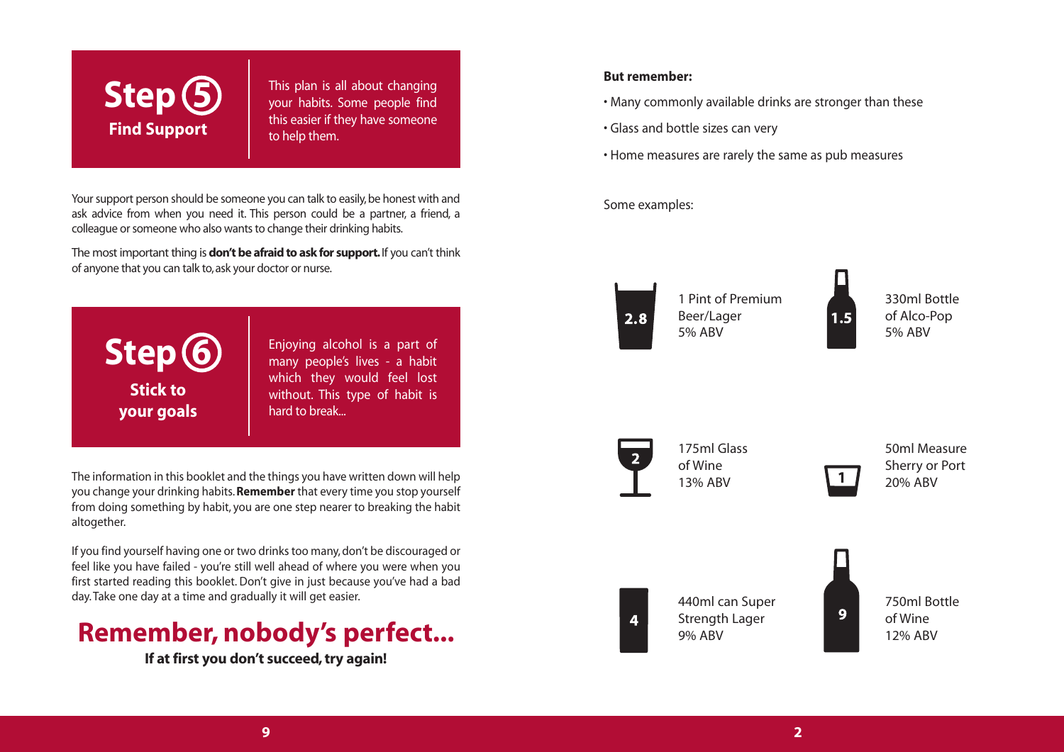## Step 5 Find Support

This plan is all about changing your habits. Some people find this easier if they have someone to help them.

Your support person should be someone you can talk to easily, be honest with and ask advice from when you need it. This person could be a partner, a friend, a colleague or someone who also wants to change their drinking habits.

The most important thing is **don't be afraid to ask for support.** If you can't think of anyone that you can talk to, ask your doctor or nurse.

## Step 6 Stick to your goals

Enjoying alcohol is a part of many people's lives - a habit which they would feel lost without. This type of habit is hard to break...

The information in this booklet and the things you have written down will help you change your drinking habits. **Remember** that every time you stop yourself from doing something by habit, you are one step nearer to breaking the habit altogether.

If you find yourself having one or two drinks too many, don't be discouraged or feel like you have failed - you're still well ahead of where you were when you first started reading this booklet. Don't give in just because you've had a bad day. Take one day at a time and gradually it will get easier.

# Remember, nobody's perfect...

**If at first you don't succeed, try again!**

**But remember:**

- Many commonly available drinks are stronger than these
- Glass and bottle sizes can very
- Home measures are rarely the same as pub measures

Some examples:

| Units | Drink |
|---|---|
| 2.8 | 1 Pint of Premium Beer/Lager 5% ABV |
| 1.5 | 330ml Bottle of Alco-Pop 5% ABV |
| 2 | 175ml Glass of Wine 13% ABV |
| 1 | 50ml Measure Sherry or Port 20% ABV |
| 4 | 440ml can Super Strength Lager 9% ABV |
| 9 | 750ml Bottle of Wine 12% ABV |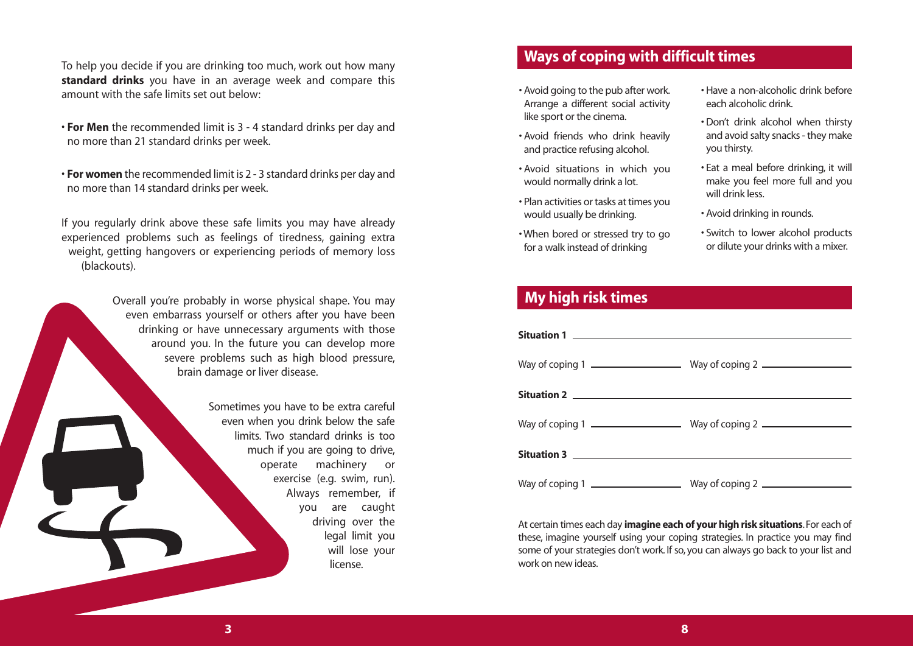To help you decide if you are drinking too much, work out how many **standard drinks** you have in an average week and compare this amount with the safe limits set out below:

- **For Men** the recommended limit is 3 - 4 standard drinks per day and no more than 21 standard drinks per week.
- **For women** the recommended limit is 2 - 3 standard drinks per day and no more than 14 standard drinks per week.

If you regularly drink above these safe limits you may have already experienced problems such as feelings of tiredness, gaining extra weight, getting hangovers or experiencing periods of memory loss (blackouts).

Overall you're probably in worse physical shape. You may even embarrass yourself or others after you have been drinking or have unnecessary arguments with those around you. In the future you can develop more severe problems such as high blood pressure, brain damage or liver disease.

Sometimes you have to be extra careful even when you drink below the safe limits. Two standard drinks is too much if you are going to drive, operate machinery or exercise (e.g. swim, run). Always remember, if you are caught driving over the legal limit you will lose your license.

## Ways of coping with difficult times

- Avoid going to the pub after work. Arrange a different social activity like sport or the cinema.
- Avoid friends who drink heavily and practice refusing alcohol.
- Avoid situations in which you would normally drink a lot.
- Plan activities or tasks at times you would usually be drinking.
- When bored or stressed try to go for a walk instead of drinking
- Have a non-alcoholic drink before each alcoholic drink.
- Don't drink alcohol when thirsty and avoid salty snacks - they make you thirsty.
- Eat a meal before drinking, it will make you feel more full and you will drink less.
- Avoid drinking in rounds.
- Switch to lower alcohol products or dilute your drinks with a mixer.

## My high risk times

**Situation 1** ______________________________

Way of coping 1 ______________ Way of coping 2 ______________

**Situation 2** ______________________________

Way of coping 1 ______________ Way of coping 2 ______________

**Situation 3** ______________________________

Way of coping 1 ______________ Way of coping 2 ______________

At certain times each day **imagine each of your high risk situations**. For each of these, imagine yourself using your coping strategies. In practice you may find some of your strategies don't work. If so, you can always go back to your list and work on new ideas.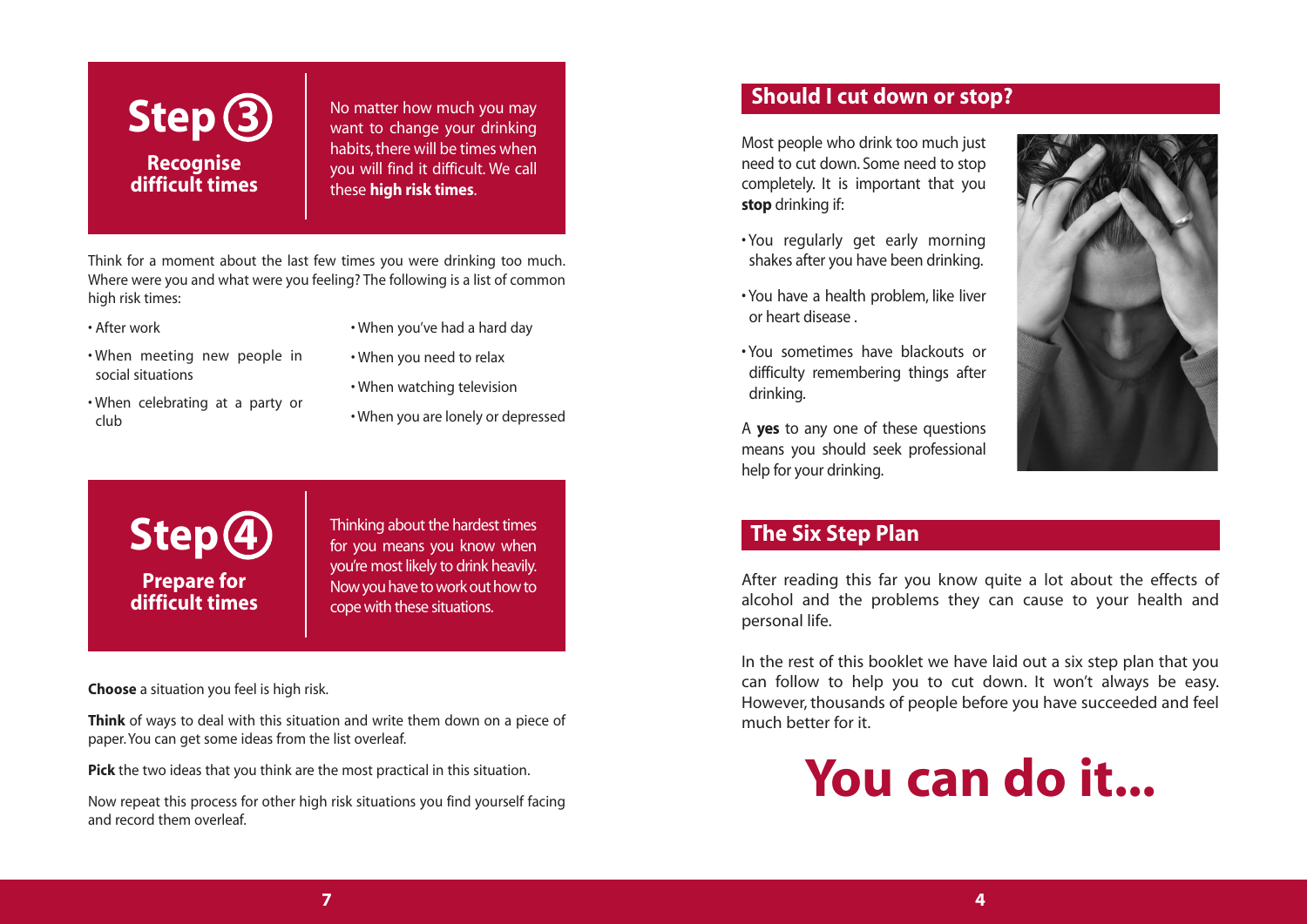## Step 3

**Recognise difficult times**

No matter how much you may want to change your drinking habits, there will be times when you will find it difficult. We call these **high risk times**.

Think for a moment about the last few times you were drinking too much. Where were you and what were you feeling? The following is a list of common high risk times:

- After work
- When meeting new people in social situations
- When celebrating at a party or club
- When you've had a hard day
- When you need to relax
- When watching television
- When you are lonely or depressed

## Step 4

**Prepare for difficult times**

Thinking about the hardest times for you means you know when you're most likely to drink heavily. Now you have to work out how to cope with these situations.

**Choose** a situation you feel is high risk.

**Think** of ways to deal with this situation and write them down on a piece of paper. You can get some ideas from the list overleaf.

**Pick** the two ideas that you think are the most practical in this situation.

Now repeat this process for other high risk situations you find yourself facing and record them overleaf.

## Should I cut down or stop?

Most people who drink too much just need to cut down. Some need to stop completely. It is important that you **stop** drinking if:

- You regularly get early morning shakes after you have been drinking.
- You have a health problem, like liver or heart disease .
- You sometimes have blackouts or difficulty remembering things after drinking.

A **yes** to any one of these questions means you should seek professional help for your drinking.

## The Six Step Plan

After reading this far you know quite a lot about the effects of alcohol and the problems they can cause to your health and personal life.

In the rest of this booklet we have laid out a six step plan that you can follow to help you to cut down. It won't always be easy. However, thousands of people before you have succeeded and feel much better for it.

# You can do it...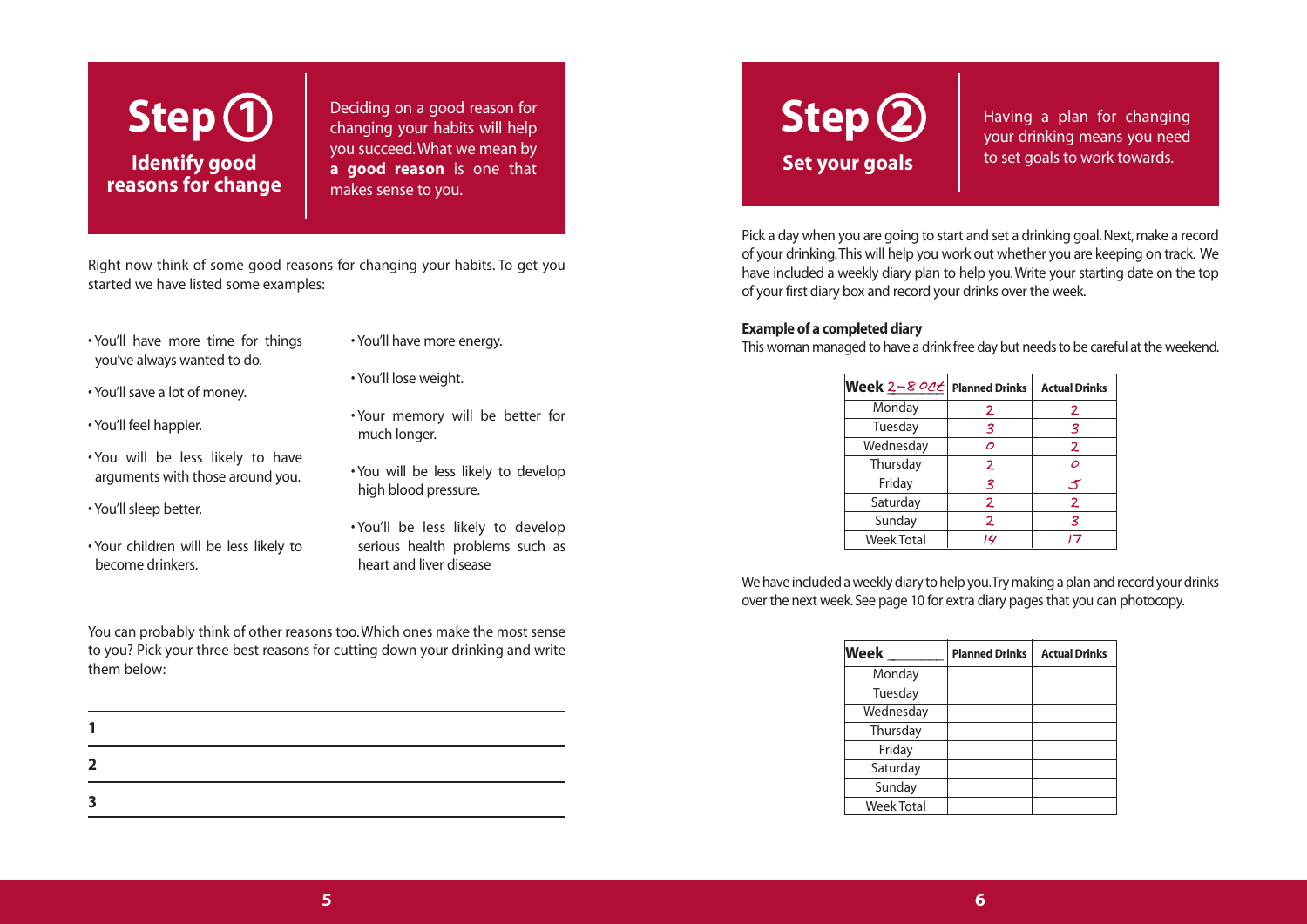## Step ①

### Identify good reasons for change

Deciding on a good reason for changing your habits will help you succeed. What we mean by **a good reason** is one that makes sense to you.

Right now think of some good reasons for changing your habits. To get you started we have listed some examples:

- You'll have more time for things you've always wanted to do.
- You'll save a lot of money.
- You'll feel happier.
- You will be less likely to have arguments with those around you.
- You'll sleep better.
- Your children will be less likely to become drinkers.
- You'll have more energy.
- You'll lose weight.
- Your memory will be better for much longer.
- You will be less likely to develop high blood pressure.
- You'll be less likely to develop serious health problems such as heart and liver disease

You can probably think of other reasons too. Which ones make the most sense to you? Pick your three best reasons for cutting down your drinking and write them below:

**1** ______________________________

**2** ______________________________

**3** ______________________________

## Step ②

### Set your goals

Having a plan for changing your drinking means you need to set goals to work towards.

Pick a day when you are going to start and set a drinking goal. Next, make a record of your drinking. This will help you work out whether you are keeping on track. We have included a weekly diary plan to help you. Write your starting date on the top of your first diary box and record your drinks over the week.

**Example of a completed diary**

This woman managed to have a drink free day but needs to be careful at the weekend.

| Week 2–8 Oct | Planned Drinks | Actual Drinks |
|---|---|---|
| Monday | 2 | 2 |
| Tuesday | 3 | 3 |
| Wednesday | 0 | 2 |
| Thursday | 2 | 0 |
| Friday | 3 | 5 |
| Saturday | 2 | 2 |
| Sunday | 2 | 3 |
| Week Total | 14 | 17 |

We have included a weekly diary to help you. Try making a plan and record your drinks over the next week. See page 10 for extra diary pages that you can photocopy.

| Week ______ | Planned Drinks | Actual Drinks |
|---|---|---|
| Monday | | |
| Tuesday | | |
| Wednesday | | |
| Thursday | | |
| Friday | | |
| Saturday | | |
| Sunday | | |
| Week Total | | |